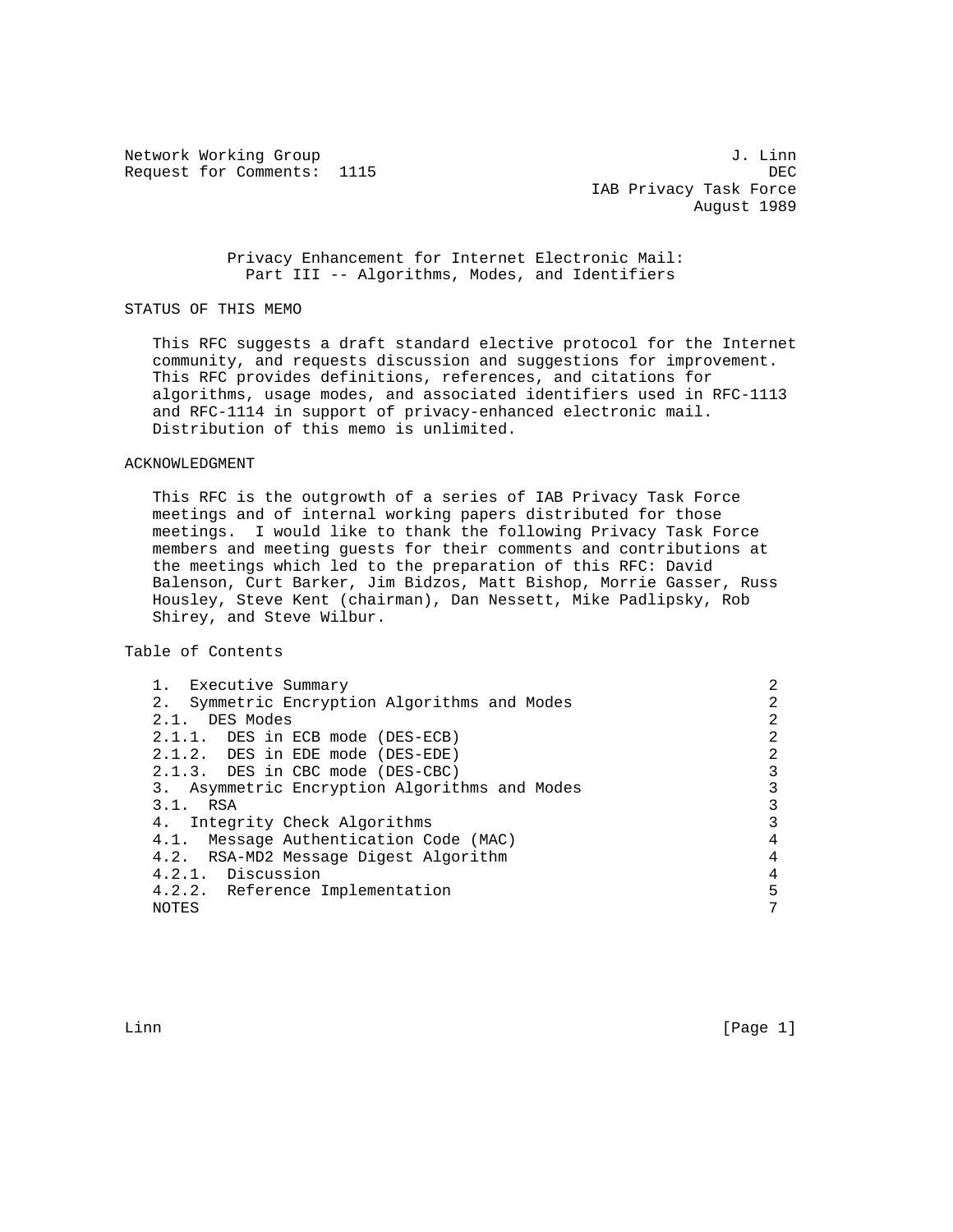Network Working Group J. Linn
Request for Comments: 1115 DEC
IAB Privacy Task Force
August 1989

# Privacy Enhancement for Internet Electronic Mail: Part III -- Algorithms, Modes, and Identifiers

## STATUS OF THIS MEMO

This RFC suggests a draft standard elective protocol for the Internet community, and requests discussion and suggestions for improvement. This RFC provides definitions, references, and citations for algorithms, usage modes, and associated identifiers used in RFC-1113 and RFC-1114 in support of privacy-enhanced electronic mail. Distribution of this memo is unlimited.

## ACKNOWLEDGMENT

This RFC is the outgrowth of a series of IAB Privacy Task Force meetings and of internal working papers distributed for those meetings. I would like to thank the following Privacy Task Force members and meeting guests for their comments and contributions at the meetings which led to the preparation of this RFC: David Balenson, Curt Barker, Jim Bidzos, Matt Bishop, Morrie Gasser, Russ Housley, Steve Kent (chairman), Dan Nessett, Mike Padlipsky, Rob Shirey, and Steve Wilbur.

## Table of Contents

| Section | Page |
| --- | --- |
| 1. Executive Summary | 2 |
| 2. Symmetric Encryption Algorithms and Modes | 2 |
| 2.1. DES Modes | 2 |
| 2.1.1. DES in ECB mode (DES-ECB) | 2 |
| 2.1.2. DES in EDE mode (DES-EDE) | 2 |
| 2.1.3. DES in CBC mode (DES-CBC) | 3 |
| 3. Asymmetric Encryption Algorithms and Modes | 3 |
| 3.1. RSA | 3 |
| 4. Integrity Check Algorithms | 3 |
| 4.1. Message Authentication Code (MAC) | 4 |
| 4.2. RSA-MD2 Message Digest Algorithm | 4 |
| 4.2.1. Discussion | 4 |
| 4.2.2. Reference Implementation | 5 |
| NOTES | 7 |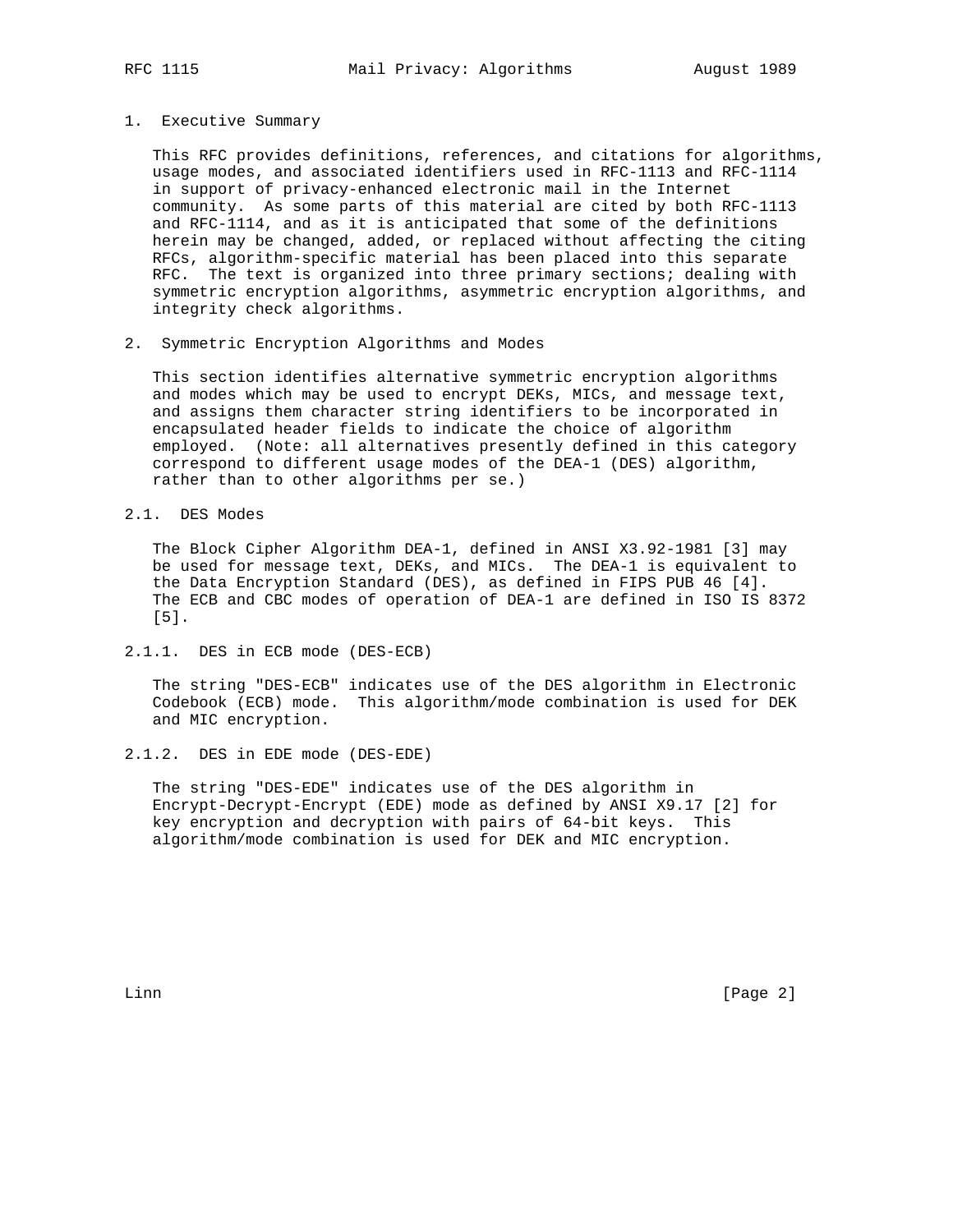## 1. Executive Summary

This RFC provides definitions, references, and citations for algorithms, usage modes, and associated identifiers used in RFC-1113 and RFC-1114 in support of privacy-enhanced electronic mail in the Internet community. As some parts of this material are cited by both RFC-1113 and RFC-1114, and as it is anticipated that some of the definitions herein may be changed, added, or replaced without affecting the citing RFCs, algorithm-specific material has been placed into this separate RFC. The text is organized into three primary sections; dealing with symmetric encryption algorithms, asymmetric encryption algorithms, and integrity check algorithms.

## 2. Symmetric Encryption Algorithms and Modes

This section identifies alternative symmetric encryption algorithms and modes which may be used to encrypt DEKs, MICs, and message text, and assigns them character string identifiers to be incorporated in encapsulated header fields to indicate the choice of algorithm employed. (Note: all alternatives presently defined in this category correspond to different usage modes of the DEA-1 (DES) algorithm, rather than to other algorithms per se.)

### 2.1. DES Modes

The Block Cipher Algorithm DEA-1, defined in ANSI X3.92-1981 [3] may be used for message text, DEKs, and MICs. The DEA-1 is equivalent to the Data Encryption Standard (DES), as defined in FIPS PUB 46 [4]. The ECB and CBC modes of operation of DEA-1 are defined in ISO IS 8372 [5].

#### 2.1.1. DES in ECB mode (DES-ECB)

The string "DES-ECB" indicates use of the DES algorithm in Electronic Codebook (ECB) mode. This algorithm/mode combination is used for DEK and MIC encryption.

#### 2.1.2. DES in EDE mode (DES-EDE)

The string "DES-EDE" indicates use of the DES algorithm in Encrypt-Decrypt-Encrypt (EDE) mode as defined by ANSI X9.17 [2] for key encryption and decryption with pairs of 64-bit keys. This algorithm/mode combination is used for DEK and MIC encryption.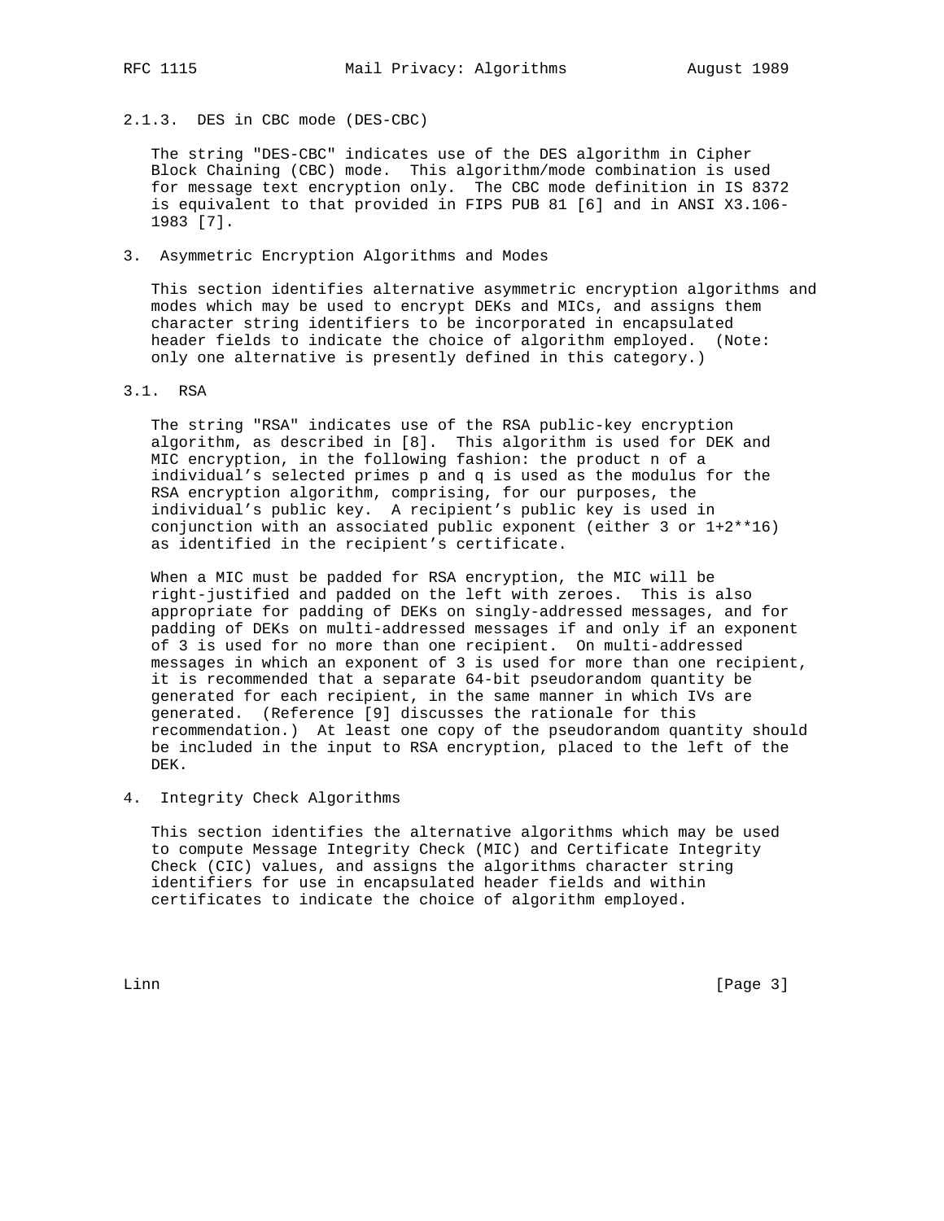### 2.1.3. DES in CBC mode (DES-CBC)

The string "DES-CBC" indicates use of the DES algorithm in Cipher Block Chaining (CBC) mode. This algorithm/mode combination is used for message text encryption only. The CBC mode definition in IS 8372 is equivalent to that provided in FIPS PUB 81 [6] and in ANSI X3.106-1983 [7].

## 3. Asymmetric Encryption Algorithms and Modes

This section identifies alternative asymmetric encryption algorithms and modes which may be used to encrypt DEKs and MICs, and assigns them character string identifiers to be incorporated in encapsulated header fields to indicate the choice of algorithm employed. (Note: only one alternative is presently defined in this category.)

### 3.1. RSA

The string "RSA" indicates use of the RSA public-key encryption algorithm, as described in [8]. This algorithm is used for DEK and MIC encryption, in the following fashion: the product n of a individual's selected primes p and q is used as the modulus for the RSA encryption algorithm, comprising, for our purposes, the individual's public key. A recipient's public key is used in conjunction with an associated public exponent (either 3 or 1+2**16) as identified in the recipient's certificate.

When a MIC must be padded for RSA encryption, the MIC will be right-justified and padded on the left with zeroes. This is also appropriate for padding of DEKs on singly-addressed messages, and for padding of DEKs on multi-addressed messages if and only if an exponent of 3 is used for no more than one recipient. On multi-addressed messages in which an exponent of 3 is used for more than one recipient, it is recommended that a separate 64-bit pseudorandom quantity be generated for each recipient, in the same manner in which IVs are generated. (Reference [9] discusses the rationale for this recommendation.) At least one copy of the pseudorandom quantity should be included in the input to RSA encryption, placed to the left of the DEK.

## 4. Integrity Check Algorithms

This section identifies the alternative algorithms which may be used to compute Message Integrity Check (MIC) and Certificate Integrity Check (CIC) values, and assigns the algorithms character string identifiers for use in encapsulated header fields and within certificates to indicate the choice of algorithm employed.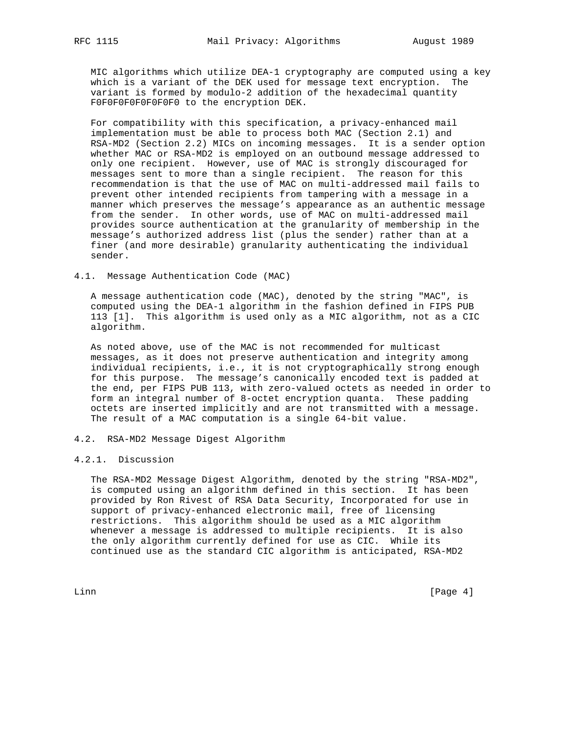MIC algorithms which utilize DEA-1 cryptography are computed using a key which is a variant of the DEK used for message text encryption. The variant is formed by modulo-2 addition of the hexadecimal quantity F0F0F0F0F0F0F0F0 to the encryption DEK.

For compatibility with this specification, a privacy-enhanced mail implementation must be able to process both MAC (Section 2.1) and RSA-MD2 (Section 2.2) MICs on incoming messages. It is a sender option whether MAC or RSA-MD2 is employed on an outbound message addressed to only one recipient. However, use of MAC is strongly discouraged for messages sent to more than a single recipient. The reason for this recommendation is that the use of MAC on multi-addressed mail fails to prevent other intended recipients from tampering with a message in a manner which preserves the message's appearance as an authentic message from the sender. In other words, use of MAC on multi-addressed mail provides source authentication at the granularity of membership in the message's authorized address list (plus the sender) rather than at a finer (and more desirable) granularity authenticating the individual sender.

## 4.1. Message Authentication Code (MAC)

A message authentication code (MAC), denoted by the string "MAC", is computed using the DEA-1 algorithm in the fashion defined in FIPS PUB 113 [1]. This algorithm is used only as a MIC algorithm, not as a CIC algorithm.

As noted above, use of the MAC is not recommended for multicast messages, as it does not preserve authentication and integrity among individual recipients, i.e., it is not cryptographically strong enough for this purpose. The message's canonically encoded text is padded at the end, per FIPS PUB 113, with zero-valued octets as needed in order to form an integral number of 8-octet encryption quanta. These padding octets are inserted implicitly and are not transmitted with a message. The result of a MAC computation is a single 64-bit value.

## 4.2. RSA-MD2 Message Digest Algorithm

### 4.2.1. Discussion

The RSA-MD2 Message Digest Algorithm, denoted by the string "RSA-MD2", is computed using an algorithm defined in this section. It has been provided by Ron Rivest of RSA Data Security, Incorporated for use in support of privacy-enhanced electronic mail, free of licensing restrictions. This algorithm should be used as a MIC algorithm whenever a message is addressed to multiple recipients. It is also the only algorithm currently defined for use as CIC. While its continued use as the standard CIC algorithm is anticipated, RSA-MD2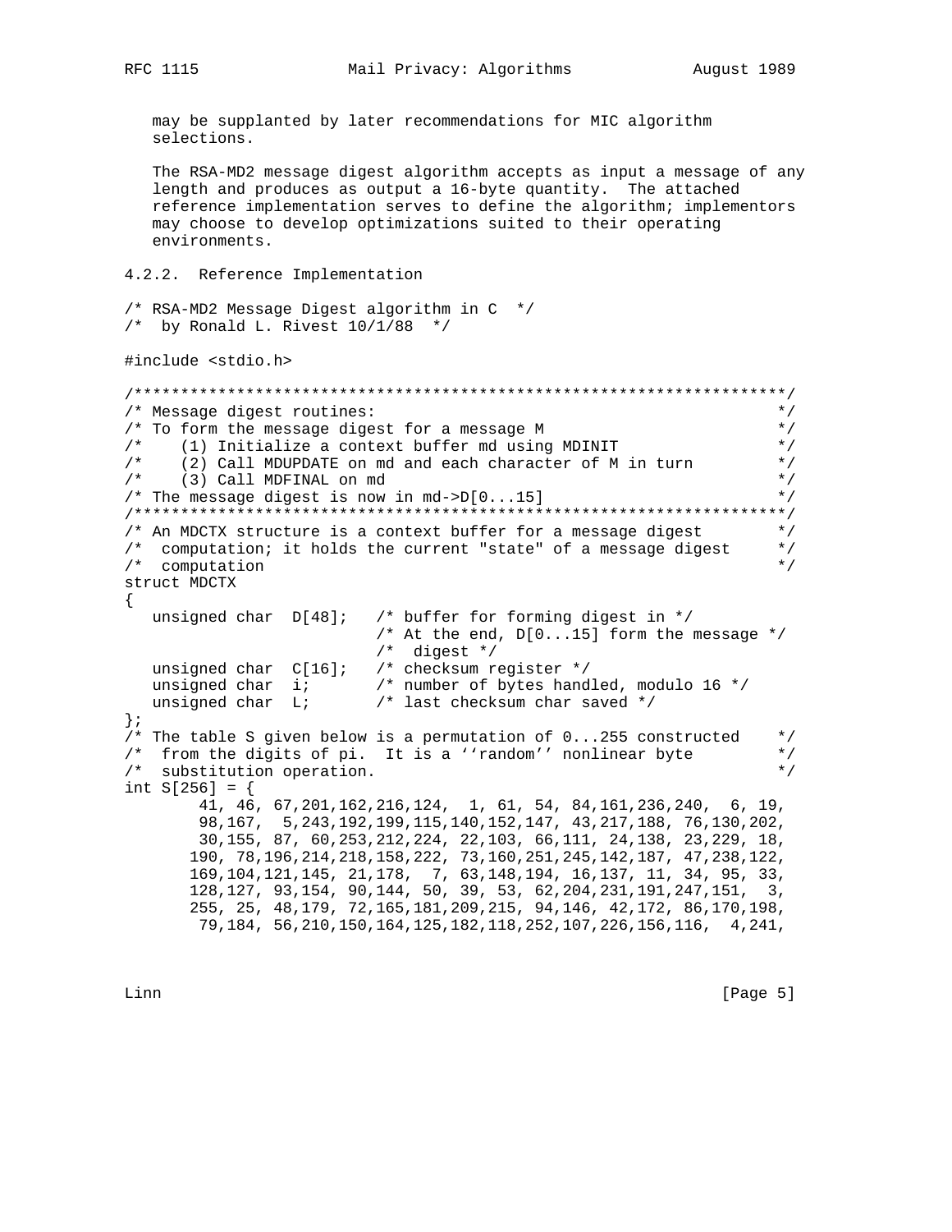may be supplanted by later recommendations for MIC algorithm selections.

The RSA-MD2 message digest algorithm accepts as input a message of any length and produces as output a 16-byte quantity. The attached reference implementation serves to define the algorithm; implementors may choose to develop optimizations suited to their operating environments.

### 4.2.2. Reference Implementation

```
/* RSA-MD2 Message Digest algorithm in C  */
/*  by Ronald L. Rivest 10/1/88  */

#include <stdio.h>

/**********************************************************************/
/* Message digest routines:                                           */
/* To form the message digest for a message M                         */
/*    (1) Initialize a context buffer md using MDINIT                 */
/*    (2) Call MDUPDATE on md and each character of M in turn         */
/*    (3) Call MDFINAL on md                                          */
/* The message digest is now in md->D[0...15]                         */
/**********************************************************************/
/* An MDCTX structure is a context buffer for a message digest        */
/*  computation; it holds the current "state" of a message digest     */
/*  computation                                                       */
struct MDCTX
{
   unsigned char  D[48];   /* buffer for forming digest in */
                           /* At the end, D[0...15] form the message */
                           /*  digest */
   unsigned char  C[16];   /* checksum register */
   unsigned char  i;       /* number of bytes handled, modulo 16 */
   unsigned char  L;       /* last checksum char saved */
};
/* The table S given below is a permutation of 0...255 constructed    */
/*  from the digits of pi.  It is a ‘‘random’’ nonlinear byte         */
/*  substitution operation.                                           */
int S[256] = {
        41, 46, 67,201,162,216,124,  1, 61, 54, 84,161,236,240,  6, 19,
        98,167,  5,243,192,199,115,140,152,147, 43,217,188, 76,130,202,
        30,155, 87, 60,253,212,224, 22,103, 66,111, 24,138, 23,229, 18,
       190, 78,196,214,218,158,222, 73,160,251,245,142,187, 47,238,122,
       169,104,121,145, 21,178,  7, 63,148,194, 16,137, 11, 34, 95, 33,
       128,127, 93,154, 90,144, 50, 39, 53, 62,204,231,191,247,151,  3,
       255, 25, 48,179, 72,165,181,209,215, 94,146, 42,172, 86,170,198,
        79,184, 56,210,150,164,125,182,118,252,107,226,156,116,  4,241,
```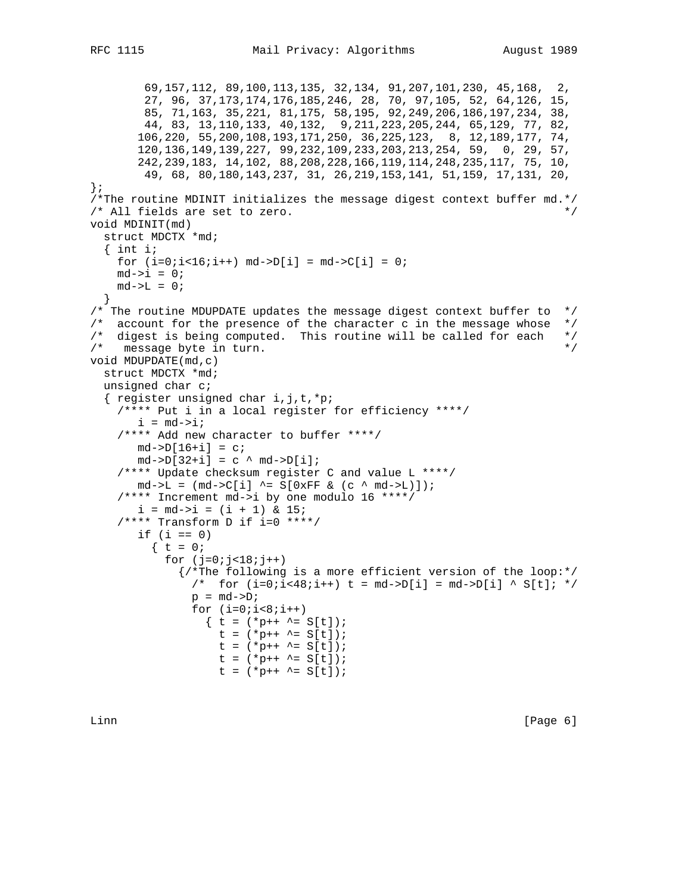```
        69,157,112, 89,100,113,135, 32,134, 91,207,101,230, 45,168,  2,
        27, 96, 37,173,174,176,185,246, 28, 70, 97,105, 52, 64,126, 15,
        85, 71,163, 35,221, 81,175, 58,195, 92,249,206,186,197,234, 38,
        44, 83, 13,110,133, 40,132,  9,211,223,205,244, 65,129, 77, 82,
       106,220, 55,200,108,193,171,250, 36,225,123,  8, 12,189,177, 74,
       120,136,149,139,227, 99,232,109,233,203,213,254, 59,  0, 29, 57,
       242,239,183, 14,102, 88,208,228,166,119,114,248,235,117, 75, 10,
        49, 68, 80,180,143,237, 31, 26,219,153,141, 51,159, 17,131, 20,
};
/*The routine MDINIT initializes the message digest context buffer md.*/
/* All fields are set to zero.                                         */
void MDINIT(md)
  struct MDCTX *md;
  { int i;
    for (i=0;i<16;i++) md->D[i] = md->C[i] = 0;
    md->i = 0;
    md->L = 0;
  }
/* The routine MDUPDATE updates the message digest context buffer to  */
/*  account for the presence of the character c in the message whose  */
/*  digest is being computed.  This routine will be called for each   */
/*   message byte in turn.                                             */
void MDUPDATE(md,c)
  struct MDCTX *md;
  unsigned char c;
  { register unsigned char i,j,t,*p;
    /**** Put i in a local register for efficiency ****/
       i = md->i;
    /**** Add new character to buffer ****/
       md->D[16+i] = c;
       md->D[32+i] = c ^ md->D[i];
    /**** Update checksum register C and value L ****/
       md->L = (md->C[i] ^= S[0xFF & (c ^ md->L)]);
    /**** Increment md->i by one modulo 16 ****/
       i = md->i = (i + 1) & 15;
    /**** Transform D if i=0 ****/
       if (i == 0)
         { t = 0;
           for (j=0;j<18;j++)
             {/*The following is a more efficient version of the loop:*/
               /*  for (i=0;i<48;i++) t = md->D[i] = md->D[i] ^ S[t]; */
               p = md->D;
               for (i=0;i<8;i++)
                 { t = (*p++ ^= S[t]);
                   t = (*p++ ^= S[t]);
                   t = (*p++ ^= S[t]);
                   t = (*p++ ^= S[t]);
                   t = (*p++ ^= S[t]);
```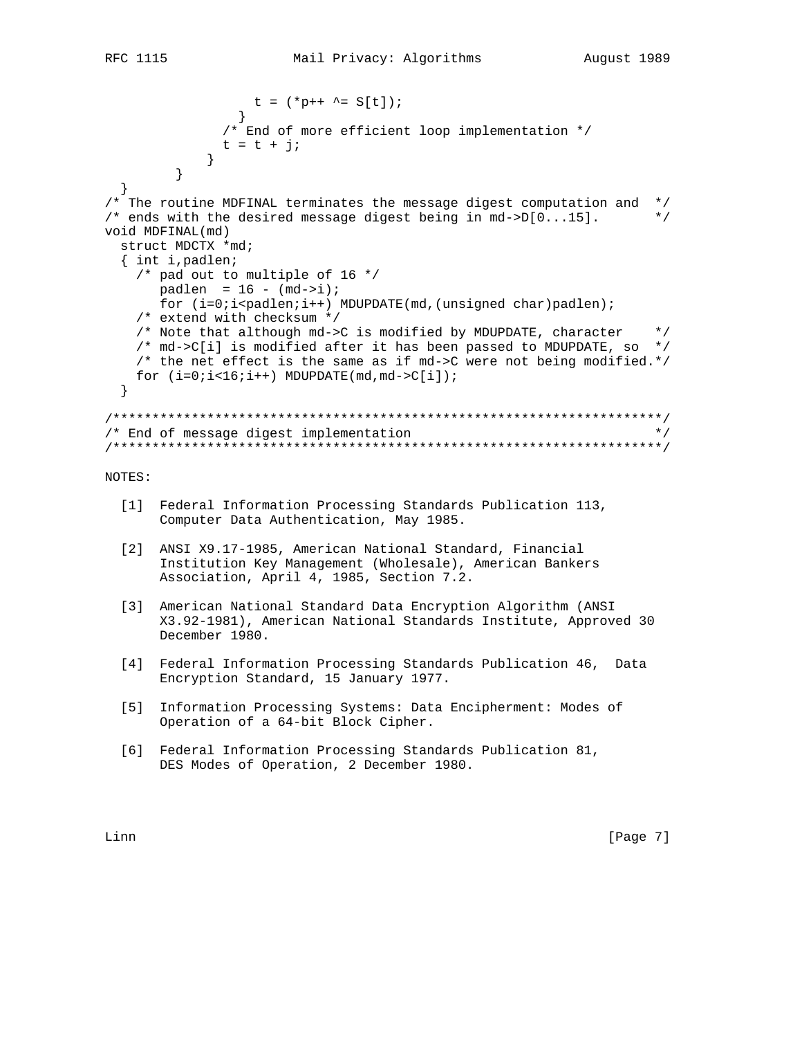```
                  t = (*p++ ^= S[t]);
                }
              /* End of more efficient loop implementation */
              t = t + j;
            }
        }
  }
/* The routine MDFINAL terminates the message digest computation and  */
/* ends with the desired message digest being in md->D[0...15].       */
void MDFINAL(md)
  struct MDCTX *md;
  { int i,padlen;
    /* pad out to multiple of 16 */
       padlen  = 16 - (md->i);
       for (i=0;i<padlen;i++) MDUPDATE(md,(unsigned char)padlen);
    /* extend with checksum */
    /* Note that although md->C is modified by MDUPDATE, character    */
    /* md->C[i] is modified after it has been passed to MDUPDATE, so  */
    /* the net effect is the same as if md->C were not being modified.*/
    for (i=0;i<16;i++) MDUPDATE(md,md->C[i]);
  }

/**********************************************************************/
/* End of message digest implementation                               */
/**********************************************************************/
```

NOTES:

[1] Federal Information Processing Standards Publication 113, Computer Data Authentication, May 1985.

[2] ANSI X9.17-1985, American National Standard, Financial Institution Key Management (Wholesale), American Bankers Association, April 4, 1985, Section 7.2.

[3] American National Standard Data Encryption Algorithm (ANSI X3.92-1981), American National Standards Institute, Approved 30 December 1980.

[4] Federal Information Processing Standards Publication 46, Data Encryption Standard, 15 January 1977.

[5] Information Processing Systems: Data Encipherment: Modes of Operation of a 64-bit Block Cipher.

[6] Federal Information Processing Standards Publication 81, DES Modes of Operation, 2 December 1980.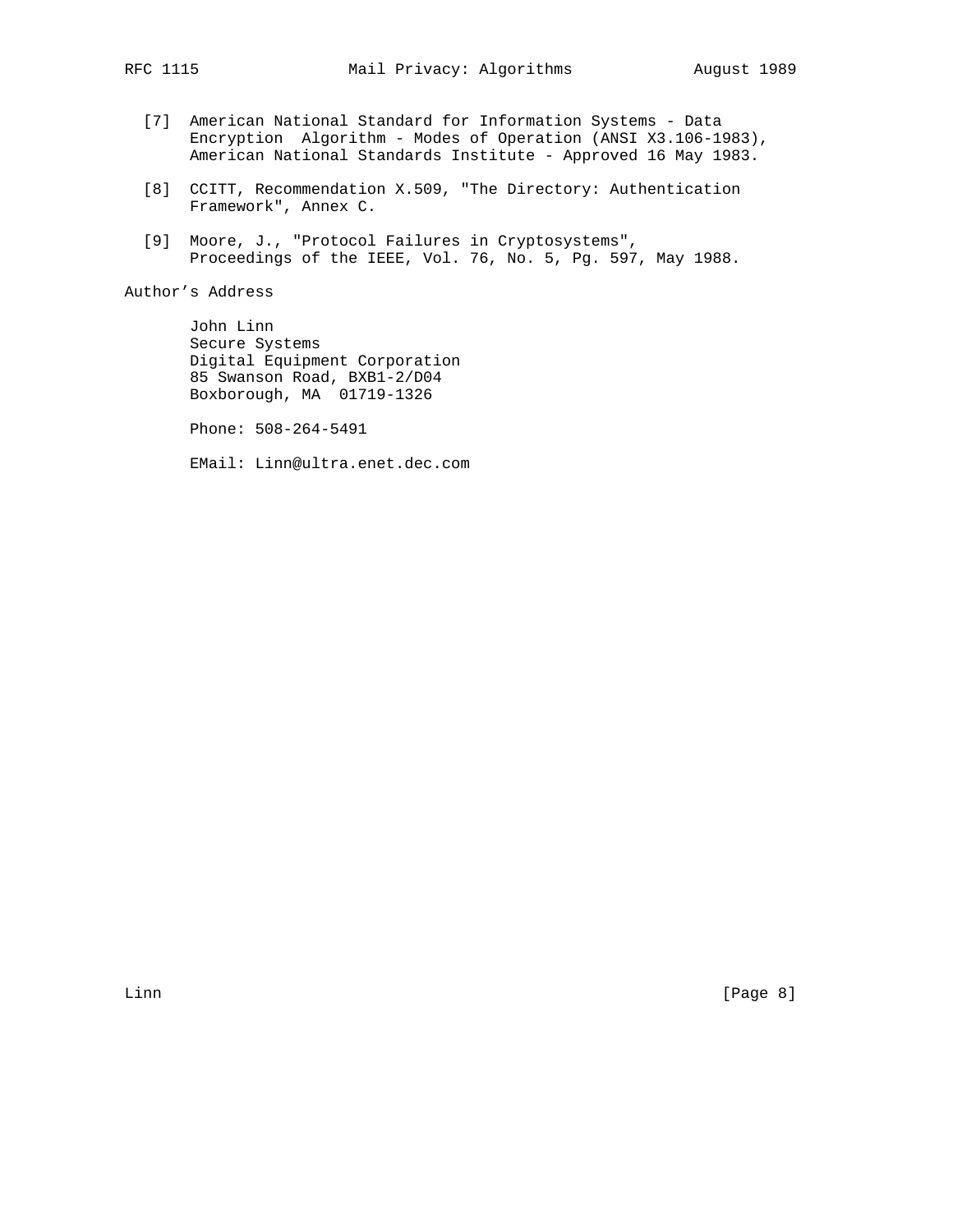[7] American National Standard for Information Systems - Data Encryption Algorithm - Modes of Operation (ANSI X3.106-1983), American National Standards Institute - Approved 16 May 1983.

[8] CCITT, Recommendation X.509, "The Directory: Authentication Framework", Annex C.

[9] Moore, J., "Protocol Failures in Cryptosystems", Proceedings of the IEEE, Vol. 76, No. 5, Pg. 597, May 1988.

## Author's Address

John Linn
Secure Systems
Digital Equipment Corporation
85 Swanson Road, BXB1-2/D04
Boxborough, MA 01719-1326

Phone: 508-264-5491

EMail: Linn@ultra.enet.dec.com